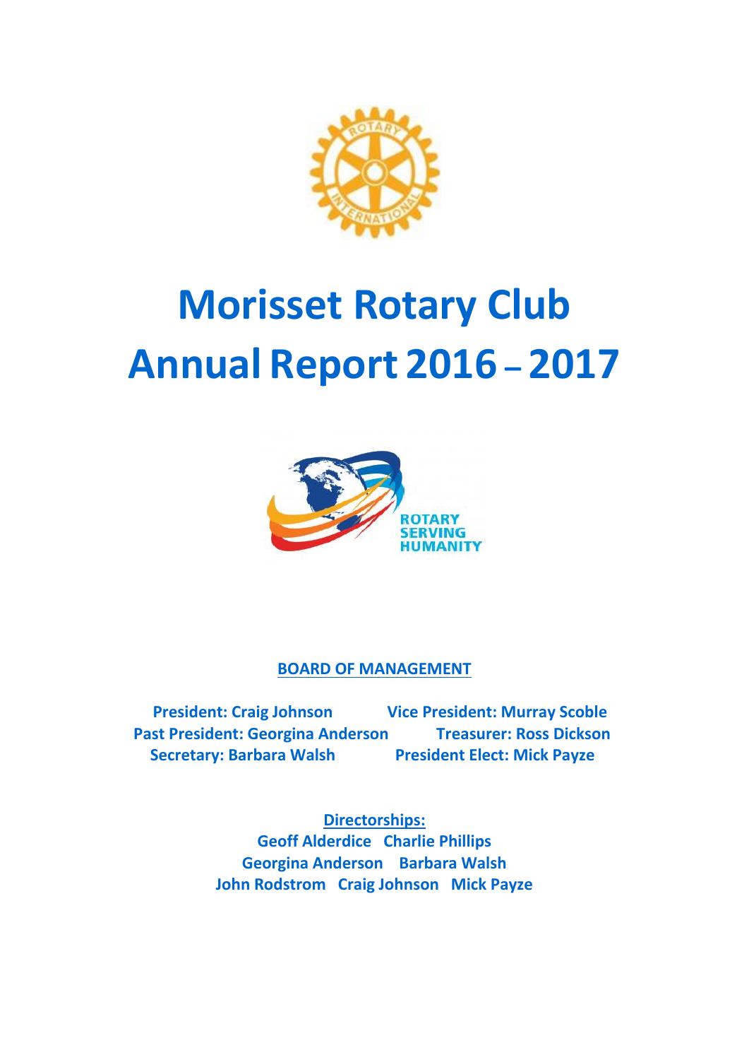# Morisset Rotary Club Annual Report 2016 – 2017

ROTARY SERVING HUMANITY

**BOARD OF MANAGEMENT**

**President: Craig Johnson**
**Vice President: Murray Scoble**
**Past President: Georgina Anderson**
**Treasurer: Ross Dickson**
**Secretary: Barbara Walsh**
**President Elect: Mick Payze**

**Directorships:**

**Geoff Alderdice Charlie Phillips**
**Georgina Anderson Barbara Walsh**
**John Rodstrom Craig Johnson Mick Payze**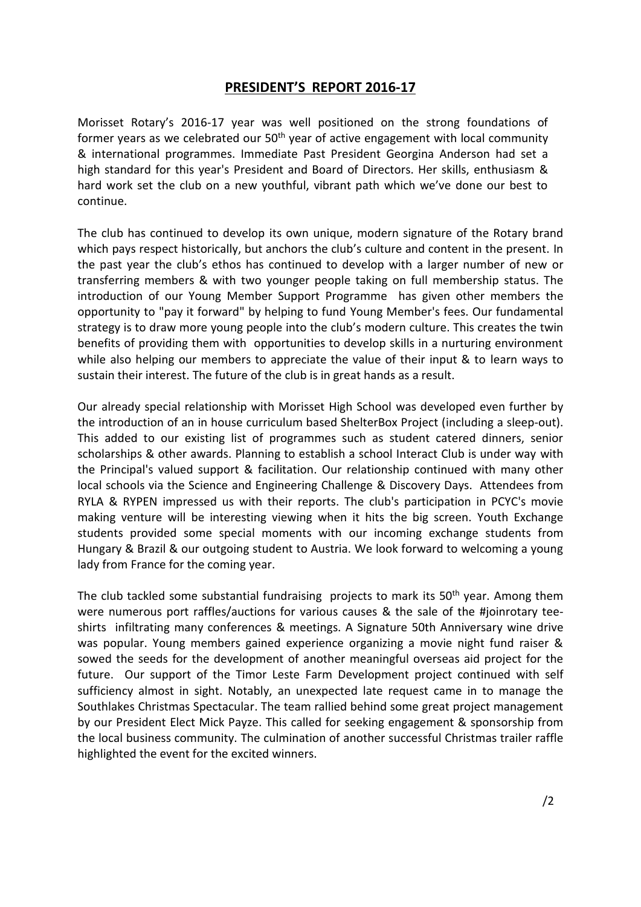## PRESIDENT'S REPORT 2016-17

Morisset Rotary's 2016-17 year was well positioned on the strong foundations of former years as we celebrated our 50th year of active engagement with local community & international programmes. Immediate Past President Georgina Anderson had set a high standard for this year's President and Board of Directors. Her skills, enthusiasm & hard work set the club on a new youthful, vibrant path which we've done our best to continue.

The club has continued to develop its own unique, modern signature of the Rotary brand which pays respect historically, but anchors the club's culture and content in the present. In the past year the club's ethos has continued to develop with a larger number of new or transferring members & with two younger people taking on full membership status. The introduction of our Young Member Support Programme has given other members the opportunity to "pay it forward" by helping to fund Young Member's fees. Our fundamental strategy is to draw more young people into the club's modern culture. This creates the twin benefits of providing them with opportunities to develop skills in a nurturing environment while also helping our members to appreciate the value of their input & to learn ways to sustain their interest. The future of the club is in great hands as a result.

Our already special relationship with Morisset High School was developed even further by the introduction of an in house curriculum based ShelterBox Project (including a sleep-out). This added to our existing list of programmes such as student catered dinners, senior scholarships & other awards. Planning to establish a school Interact Club is under way with the Principal's valued support & facilitation. Our relationship continued with many other local schools via the Science and Engineering Challenge & Discovery Days. Attendees from RYLA & RYPEN impressed us with their reports. The club's participation in PCYC's movie making venture will be interesting viewing when it hits the big screen. Youth Exchange students provided some special moments with our incoming exchange students from Hungary & Brazil & our outgoing student to Austria. We look forward to welcoming a young lady from France for the coming year.

The club tackled some substantial fundraising projects to mark its 50th year. Among them were numerous port raffles/auctions for various causes & the sale of the #joinrotary tee-shirts infiltrating many conferences & meetings. A Signature 50th Anniversary wine drive was popular. Young members gained experience organizing a movie night fund raiser & sowed the seeds for the development of another meaningful overseas aid project for the future. Our support of the Timor Leste Farm Development project continued with self sufficiency almost in sight. Notably, an unexpected late request came in to manage the Southlakes Christmas Spectacular. The team rallied behind some great project management by our President Elect Mick Payze. This called for seeking engagement & sponsorship from the local business community. The culmination of another successful Christmas trailer raffle highlighted the event for the excited winners.

/2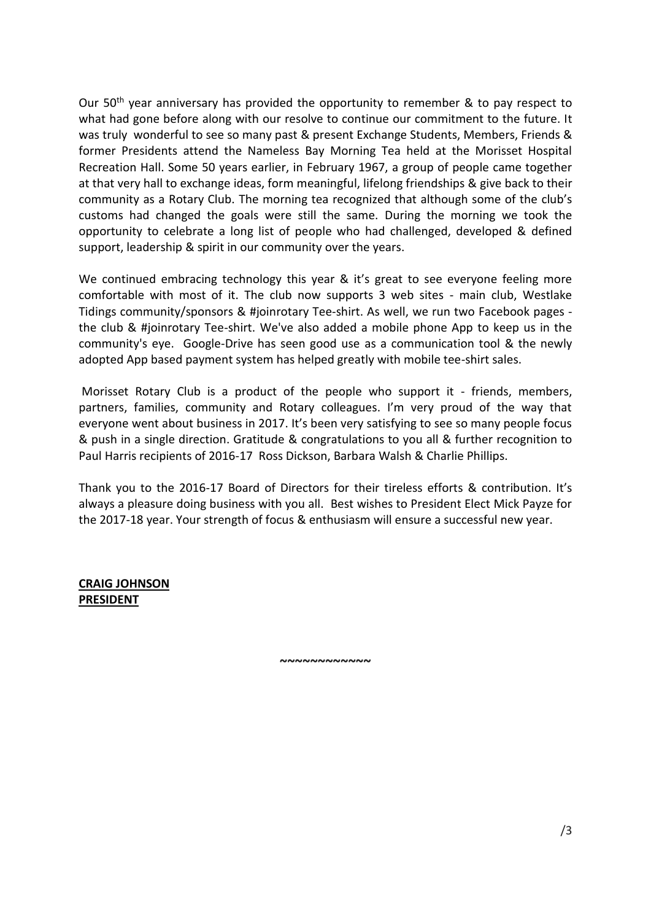Our 50th year anniversary has provided the opportunity to remember & to pay respect to what had gone before along with our resolve to continue our commitment to the future. It was truly wonderful to see so many past & present Exchange Students, Members, Friends & former Presidents attend the Nameless Bay Morning Tea held at the Morisset Hospital Recreation Hall. Some 50 years earlier, in February 1967, a group of people came together at that very hall to exchange ideas, form meaningful, lifelong friendships & give back to their community as a Rotary Club. The morning tea recognized that although some of the club's customs had changed the goals were still the same. During the morning we took the opportunity to celebrate a long list of people who had challenged, developed & defined support, leadership & spirit in our community over the years.

We continued embracing technology this year & it's great to see everyone feeling more comfortable with most of it. The club now supports 3 web sites - main club, Westlake Tidings community/sponsors & #joinrotary Tee-shirt. As well, we run two Facebook pages - the club & #joinrotary Tee-shirt. We've also added a mobile phone App to keep us in the community's eye. Google-Drive has seen good use as a communication tool & the newly adopted App based payment system has helped greatly with mobile tee-shirt sales.

Morisset Rotary Club is a product of the people who support it - friends, members, partners, families, community and Rotary colleagues. I'm very proud of the way that everyone went about business in 2017. It's been very satisfying to see so many people focus & push in a single direction. Gratitude & congratulations to you all & further recognition to Paul Harris recipients of 2016-17 Ross Dickson, Barbara Walsh & Charlie Phillips.

Thank you to the 2016-17 Board of Directors for their tireless efforts & contribution. It's always a pleasure doing business with you all. Best wishes to President Elect Mick Payze for the 2017-18 year. Your strength of focus & enthusiasm will ensure a successful new year.

**CRAIG JOHNSON**
**PRESIDENT**

~~~~~~~~~~~~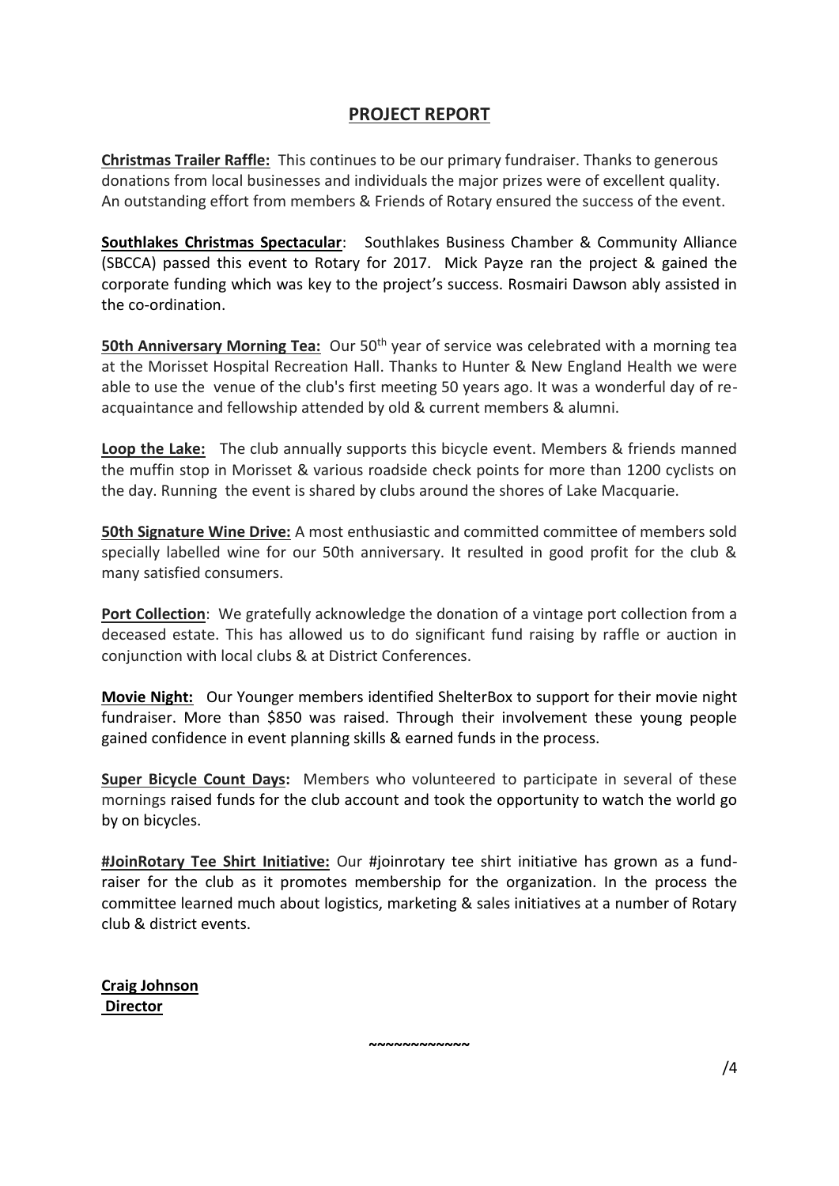## PROJECT REPORT

**Christmas Trailer Raffle:** This continues to be our primary fundraiser. Thanks to generous donations from local businesses and individuals the major prizes were of excellent quality. An outstanding effort from members & Friends of Rotary ensured the success of the event.

**Southlakes Christmas Spectacular**: Southlakes Business Chamber & Community Alliance (SBCCA) passed this event to Rotary for 2017. Mick Payze ran the project & gained the corporate funding which was key to the project's success. Rosmairi Dawson ably assisted in the co-ordination.

**50th Anniversary Morning Tea:** Our 50th year of service was celebrated with a morning tea at the Morisset Hospital Recreation Hall. Thanks to Hunter & New England Health we were able to use the venue of the club's first meeting 50 years ago. It was a wonderful day of re-acquaintance and fellowship attended by old & current members & alumni.

**Loop the Lake:** The club annually supports this bicycle event. Members & friends manned the muffin stop in Morisset & various roadside check points for more than 1200 cyclists on the day. Running the event is shared by clubs around the shores of Lake Macquarie.

**50th Signature Wine Drive:** A most enthusiastic and committed committee of members sold specially labelled wine for our 50th anniversary. It resulted in good profit for the club & many satisfied consumers.

**Port Collection**: We gratefully acknowledge the donation of a vintage port collection from a deceased estate. This has allowed us to do significant fund raising by raffle or auction in conjunction with local clubs & at District Conferences.

**Movie Night:** Our Younger members identified ShelterBox to support for their movie night fundraiser. More than $850 was raised. Through their involvement these young people gained confidence in event planning skills & earned funds in the process.

**Super Bicycle Count Days:** Members who volunteered to participate in several of these mornings raised funds for the club account and took the opportunity to watch the world go by on bicycles.

**#JoinRotary Tee Shirt Initiative:** Our #joinrotary tee shirt initiative has grown as a fund-raiser for the club as it promotes membership for the organization. In the process the committee learned much about logistics, marketing & sales initiatives at a number of Rotary club & district events.

**Craig Johnson**
**Director**

~~~~~~~~~~~~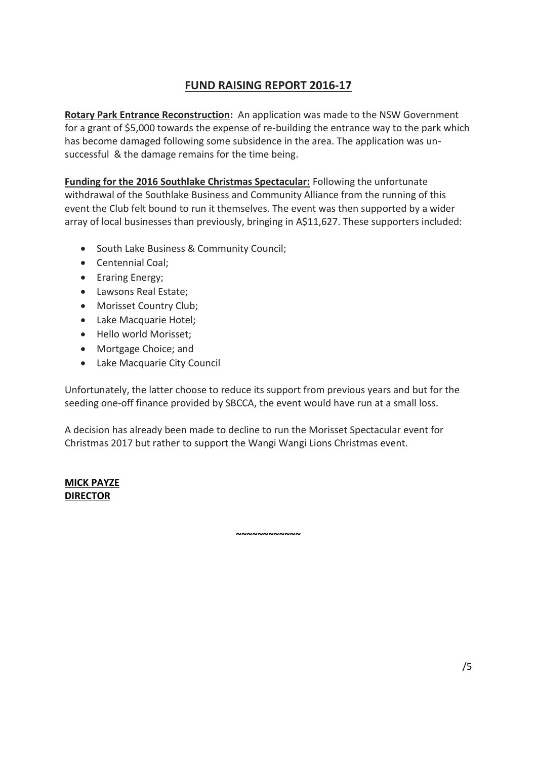# FUND RAISING REPORT 2016-17

**Rotary Park Entrance Reconstruction:** An application was made to the NSW Government for a grant of $5,000 towards the expense of re-building the entrance way to the park which has become damaged following some subsidence in the area. The application was un-successful & the damage remains for the time being.

**Funding for the 2016 Southlake Christmas Spectacular:** Following the unfortunate withdrawal of the Southlake Business and Community Alliance from the running of this event the Club felt bound to run it themselves. The event was then supported by a wider array of local businesses than previously, bringing in A$11,627. These supporters included:

- South Lake Business & Community Council;
- Centennial Coal;
- Eraring Energy;
- Lawsons Real Estate;
- Morisset Country Club;
- Lake Macquarie Hotel;
- Hello world Morisset;
- Mortgage Choice; and
- Lake Macquarie City Council

Unfortunately, the latter choose to reduce its support from previous years and but for the seeding one-off finance provided by SBCCA, the event would have run at a small loss.

A decision has already been made to decline to run the Morisset Spectacular event for Christmas 2017 but rather to support the Wangi Wangi Lions Christmas event.

**MICK PAYZE**
**DIRECTOR**

~~~~~~~~~~~~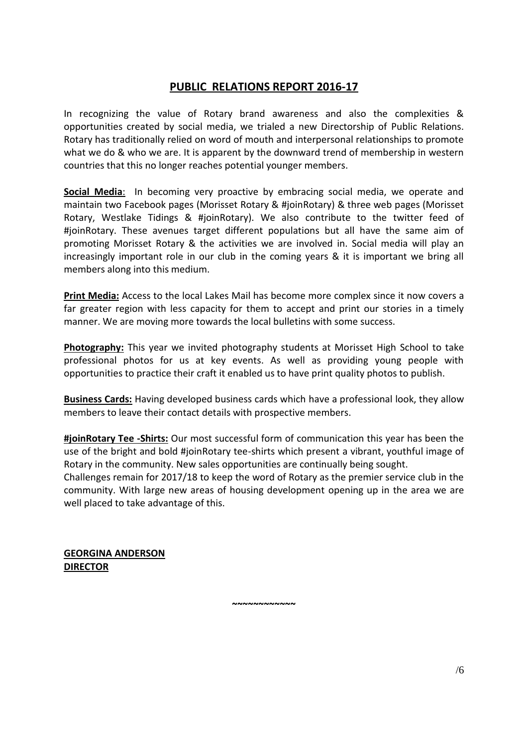## PUBLIC RELATIONS REPORT 2016-17

In recognizing the value of Rotary brand awareness and also the complexities & opportunities created by social media, we trialed a new Directorship of Public Relations. Rotary has traditionally relied on word of mouth and interpersonal relationships to promote what we do & who we are. It is apparent by the downward trend of membership in western countries that this no longer reaches potential younger members.

**Social Media**: In becoming very proactive by embracing social media, we operate and maintain two Facebook pages (Morisset Rotary & #joinRotary) & three web pages (Morisset Rotary, Westlake Tidings & #joinRotary). We also contribute to the twitter feed of #joinRotary. These avenues target different populations but all have the same aim of promoting Morisset Rotary & the activities we are involved in. Social media will play an increasingly important role in our club in the coming years & it is important we bring all members along into this medium.

**Print Media:** Access to the local Lakes Mail has become more complex since it now covers a far greater region with less capacity for them to accept and print our stories in a timely manner. We are moving more towards the local bulletins with some success.

**Photography:** This year we invited photography students at Morisset High School to take professional photos for us at key events. As well as providing young people with opportunities to practice their craft it enabled us to have print quality photos to publish.

**Business Cards:** Having developed business cards which have a professional look, they allow members to leave their contact details with prospective members.

**#joinRotary Tee -Shirts:** Our most successful form of communication this year has been the use of the bright and bold #joinRotary tee-shirts which present a vibrant, youthful image of Rotary in the community. New sales opportunities are continually being sought.
Challenges remain for 2017/18 to keep the word of Rotary as the premier service club in the community. With large new areas of housing development opening up in the area we are well placed to take advantage of this.

**GEORGINA ANDERSON**
**DIRECTOR**

~~~~~~~~~~~~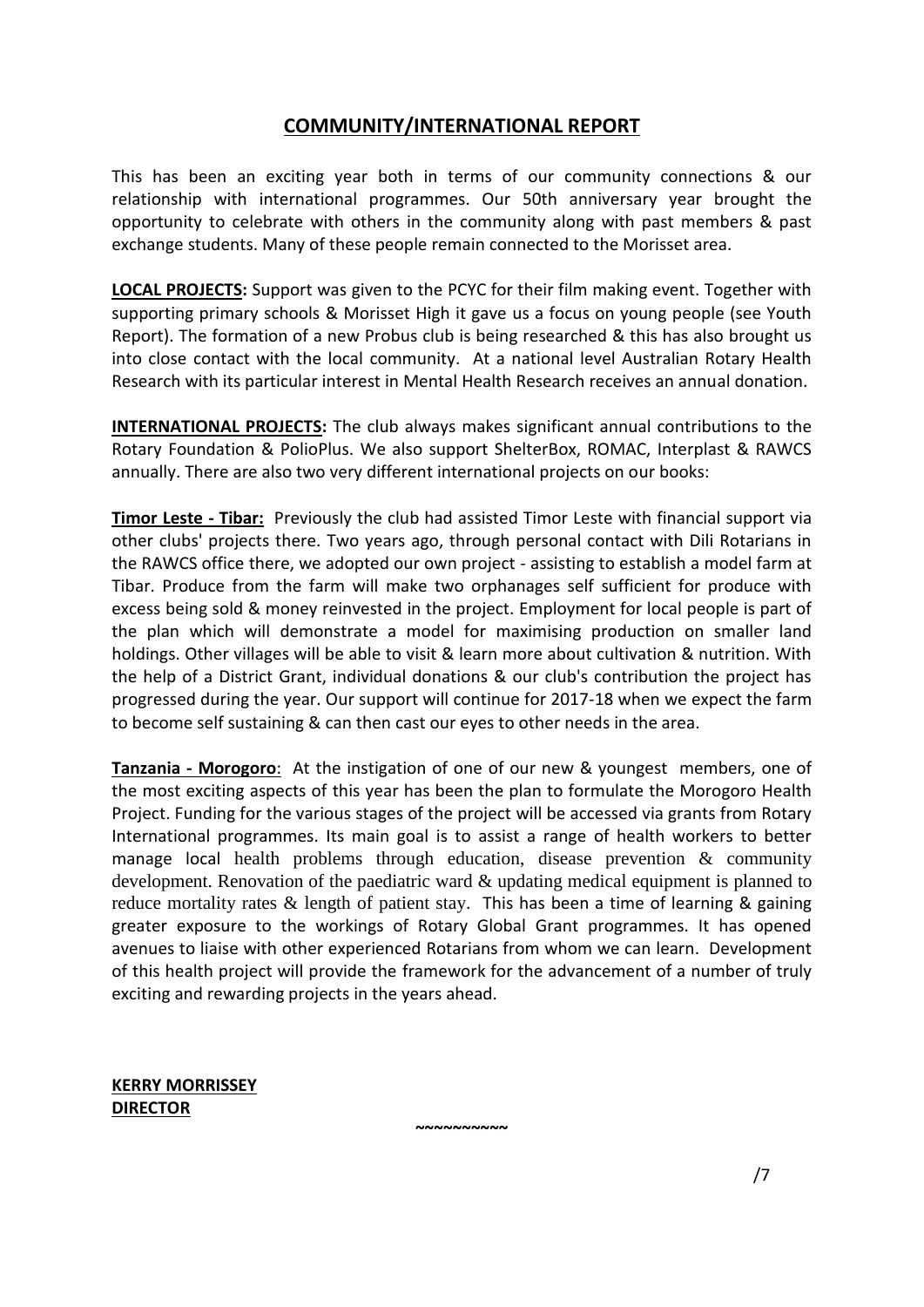## COMMUNITY/INTERNATIONAL REPORT

This has been an exciting year both in terms of our community connections & our relationship with international programmes. Our 50th anniversary year brought the opportunity to celebrate with others in the community along with past members & past exchange students. Many of these people remain connected to the Morisset area.

**LOCAL PROJECTS:** Support was given to the PCYC for their film making event. Together with supporting primary schools & Morisset High it gave us a focus on young people (see Youth Report). The formation of a new Probus club is being researched & this has also brought us into close contact with the local community. At a national level Australian Rotary Health Research with its particular interest in Mental Health Research receives an annual donation.

**INTERNATIONAL PROJECTS:** The club always makes significant annual contributions to the Rotary Foundation & PolioPlus. We also support ShelterBox, ROMAC, Interplast & RAWCS annually. There are also two very different international projects on our books:

**Timor Leste - Tibar:** Previously the club had assisted Timor Leste with financial support via other clubs' projects there. Two years ago, through personal contact with Dili Rotarians in the RAWCS office there, we adopted our own project - assisting to establish a model farm at Tibar. Produce from the farm will make two orphanages self sufficient for produce with excess being sold & money reinvested in the project. Employment for local people is part of the plan which will demonstrate a model for maximising production on smaller land holdings. Other villages will be able to visit & learn more about cultivation & nutrition. With the help of a District Grant, individual donations & our club's contribution the project has progressed during the year. Our support will continue for 2017-18 when we expect the farm to become self sustaining & can then cast our eyes to other needs in the area.

**Tanzania - Morogoro**: At the instigation of one of our new & youngest members, one of the most exciting aspects of this year has been the plan to formulate the Morogoro Health Project. Funding for the various stages of the project will be accessed via grants from Rotary International programmes. Its main goal is to assist a range of health workers to better manage local health problems through education, disease prevention & community development. Renovation of the paediatric ward & updating medical equipment is planned to reduce mortality rates & length of patient stay. This has been a time of learning & gaining greater exposure to the workings of Rotary Global Grant programmes. It has opened avenues to liaise with other experienced Rotarians from whom we can learn. Development of this health project will provide the framework for the advancement of a number of truly exciting and rewarding projects in the years ahead.

**KERRY MORRISSEY**
**DIRECTOR**

~~~~~~~~~~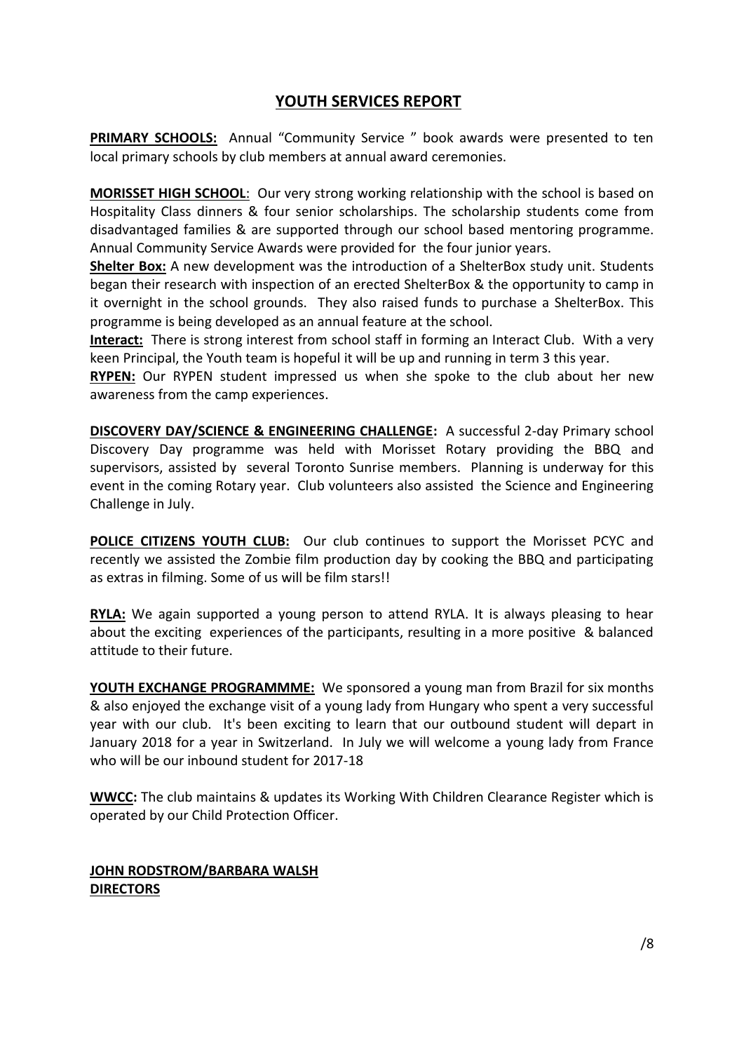# YOUTH SERVICES REPORT

**PRIMARY SCHOOLS:** Annual "Community Service " book awards were presented to ten local primary schools by club members at annual award ceremonies.

**MORISSET HIGH SCHOOL**: Our very strong working relationship with the school is based on Hospitality Class dinners & four senior scholarships. The scholarship students come from disadvantaged families & are supported through our school based mentoring programme. Annual Community Service Awards were provided for the four junior years.

**Shelter Box:** A new development was the introduction of a ShelterBox study unit. Students began their research with inspection of an erected ShelterBox & the opportunity to camp in it overnight in the school grounds. They also raised funds to purchase a ShelterBox. This programme is being developed as an annual feature at the school.

**Interact:** There is strong interest from school staff in forming an Interact Club. With a very keen Principal, the Youth team is hopeful it will be up and running in term 3 this year.

**RYPEN:** Our RYPEN student impressed us when she spoke to the club about her new awareness from the camp experiences.

**DISCOVERY DAY/SCIENCE & ENGINEERING CHALLENGE:** A successful 2-day Primary school Discovery Day programme was held with Morisset Rotary providing the BBQ and supervisors, assisted by several Toronto Sunrise members. Planning is underway for this event in the coming Rotary year. Club volunteers also assisted the Science and Engineering Challenge in July.

**POLICE CITIZENS YOUTH CLUB:** Our club continues to support the Morisset PCYC and recently we assisted the Zombie film production day by cooking the BBQ and participating as extras in filming. Some of us will be film stars!!

**RYLA:** We again supported a young person to attend RYLA. It is always pleasing to hear about the exciting experiences of the participants, resulting in a more positive & balanced attitude to their future.

**YOUTH EXCHANGE PROGRAMMME:** We sponsored a young man from Brazil for six months & also enjoyed the exchange visit of a young lady from Hungary who spent a very successful year with our club. It's been exciting to learn that our outbound student will depart in January 2018 for a year in Switzerland. In July we will welcome a young lady from France who will be our inbound student for 2017-18

**WWCC:** The club maintains & updates its Working With Children Clearance Register which is operated by our Child Protection Officer.

**JOHN RODSTROM/BARBARA WALSH**
**DIRECTORS**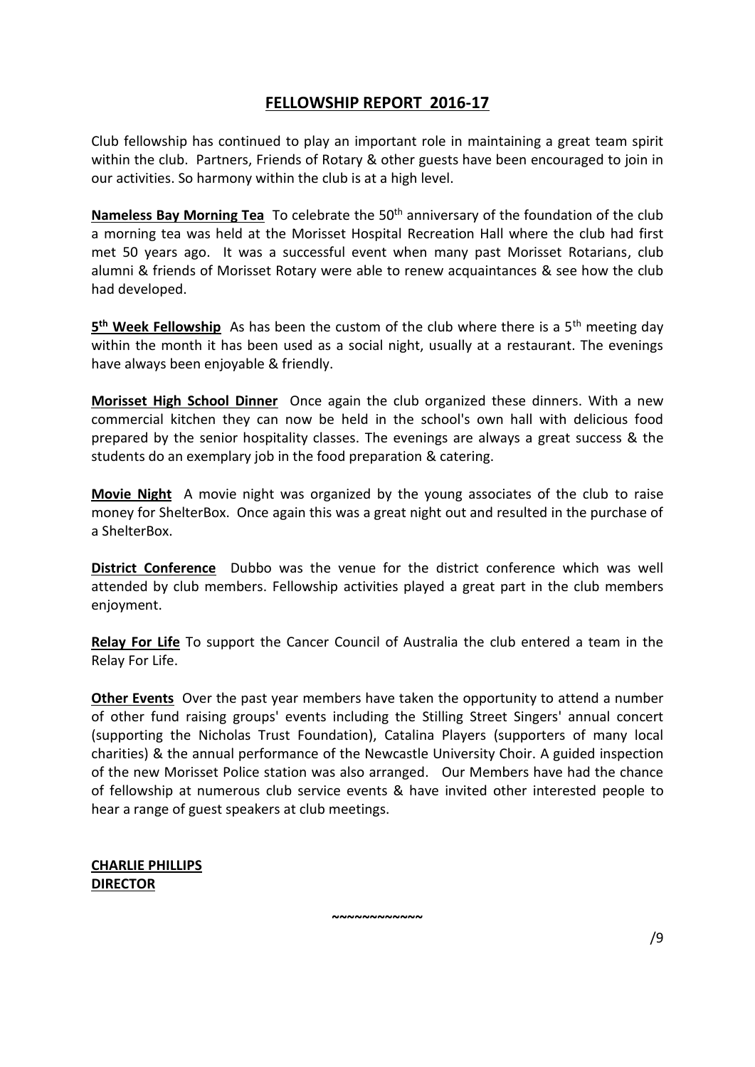## FELLOWSHIP REPORT 2016-17

Club fellowship has continued to play an important role in maintaining a great team spirit within the club. Partners, Friends of Rotary & other guests have been encouraged to join in our activities. So harmony within the club is at a high level.

**Nameless Bay Morning Tea** To celebrate the 50th anniversary of the foundation of the club a morning tea was held at the Morisset Hospital Recreation Hall where the club had first met 50 years ago. It was a successful event when many past Morisset Rotarians, club alumni & friends of Morisset Rotary were able to renew acquaintances & see how the club had developed.

**5th Week Fellowship** As has been the custom of the club where there is a 5th meeting day within the month it has been used as a social night, usually at a restaurant. The evenings have always been enjoyable & friendly.

**Morisset High School Dinner** Once again the club organized these dinners. With a new commercial kitchen they can now be held in the school's own hall with delicious food prepared by the senior hospitality classes. The evenings are always a great success & the students do an exemplary job in the food preparation & catering.

**Movie Night** A movie night was organized by the young associates of the club to raise money for ShelterBox. Once again this was a great night out and resulted in the purchase of a ShelterBox.

**District Conference** Dubbo was the venue for the district conference which was well attended by club members. Fellowship activities played a great part in the club members enjoyment.

**Relay For Life** To support the Cancer Council of Australia the club entered a team in the Relay For Life.

**Other Events** Over the past year members have taken the opportunity to attend a number of other fund raising groups' events including the Stilling Street Singers' annual concert (supporting the Nicholas Trust Foundation), Catalina Players (supporters of many local charities) & the annual performance of the Newcastle University Choir. A guided inspection of the new Morisset Police station was also arranged. Our Members have had the chance of fellowship at numerous club service events & have invited other interested people to hear a range of guest speakers at club meetings.

**CHARLIE PHILLIPS**
**DIRECTOR**

~~~~~~~~~~~~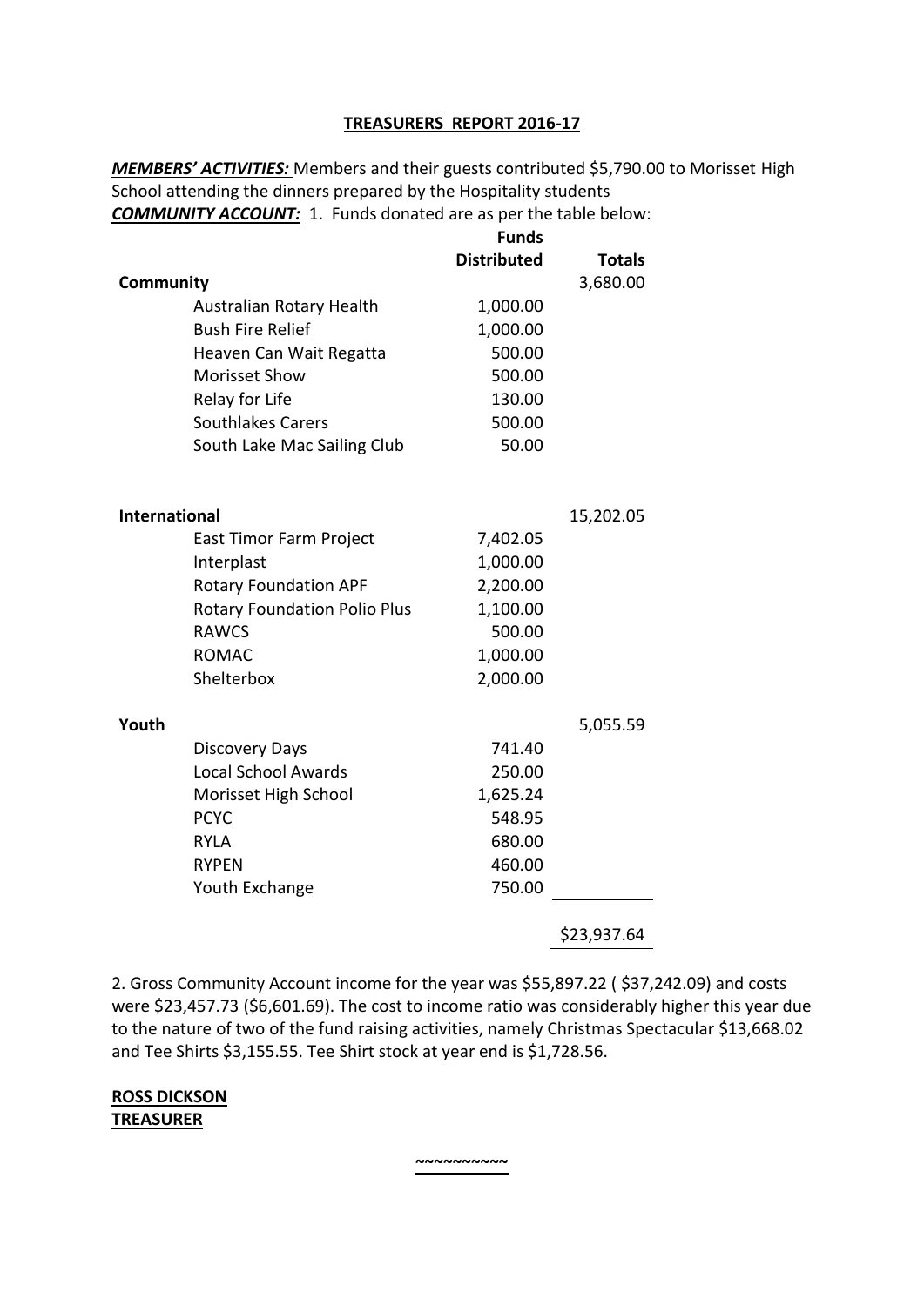## TREASURERS REPORT 2016-17

***MEMBERS' ACTIVITIES:*** Members and their guests contributed $5,790.00 to Morisset High School attending the dinners prepared by the Hospitality students

***COMMUNITY ACCOUNT:*** 1. Funds donated are as per the table below:

| | | Funds Distributed | Totals |
|---|---|---|---|
| **Community** | | | 3,680.00 |
| | Australian Rotary Health | 1,000.00 | |
| | Bush Fire Relief | 1,000.00 | |
| | Heaven Can Wait Regatta | 500.00 | |
| | Morisset Show | 500.00 | |
| | Relay for Life | 130.00 | |
| | Southlakes Carers | 500.00 | |
| | South Lake Mac Sailing Club | 50.00 | |
| **International** | | | 15,202.05 |
| | East Timor Farm Project | 7,402.05 | |
| | Interplast | 1,000.00 | |
| | Rotary Foundation APF | 2,200.00 | |
| | Rotary Foundation Polio Plus | 1,100.00 | |
| | RAWCS | 500.00 | |
| | ROMAC | 1,000.00 | |
| | Shelterbox | 2,000.00 | |
| **Youth** | | | 5,055.59 |
| | Discovery Days | 741.40 | |
| | Local School Awards | 250.00 | |
| | Morisset High School | 1,625.24 | |
| | PCYC | 548.95 | |
| | RYLA | 680.00 | |
| | RYPEN | 460.00 | |
| | Youth Exchange | 750.00 | |
| | | | $23,937.64 |

2. Gross Community Account income for the year was $55,897.22 ( $37,242.09) and costs were $23,457.73 ($6,601.69). The cost to income ratio was considerably higher this year due to the nature of two of the fund raising activities, namely Christmas Spectacular $13,668.02 and Tee Shirts $3,155.55. Tee Shirt stock at year end is $1,728.56.

**ROSS DICKSON**
**TREASURER**

~~~~~~~~~~